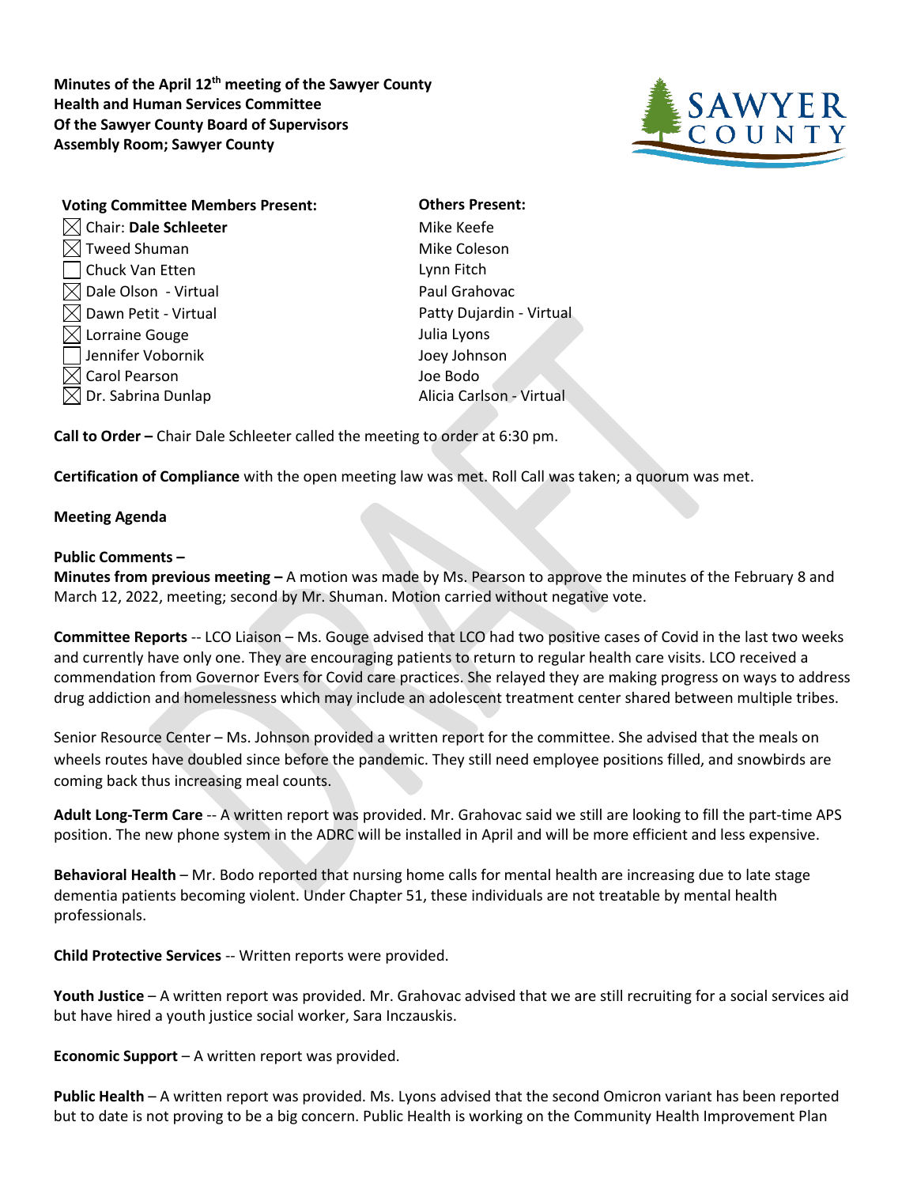**Minutes of the April 12th meeting of the Sawyer County Health and Human Services Committee Of the Sawyer County Board of Supervisors Assembly Room; Sawyer County**

| Voting Committee Members Present: | Others Present: |
|---|---|
| ☒ Chair: **Dale Schleeter** | Mike Keefe |
| ☒ Tweed Shuman | Mike Coleson |
| ☐ Chuck Van Etten | Lynn Fitch |
| ☒ Dale Olson - Virtual | Paul Grahovac |
| ☒ Dawn Petit - Virtual | Patty Dujardin - Virtual |
| ☒ Lorraine Gouge | Julia Lyons |
| ☐ Jennifer Vobornik | Joey Johnson |
| ☒ Carol Pearson | Joe Bodo |
| ☒ Dr. Sabrina Dunlap | Alicia Carlson - Virtual |

**Call to Order –** Chair Dale Schleeter called the meeting to order at 6:30 pm.

**Certification of Compliance** with the open meeting law was met. Roll Call was taken; a quorum was met.

**Meeting Agenda**

**Public Comments –**

**Minutes from previous meeting –** A motion was made by Ms. Pearson to approve the minutes of the February 8 and March 12, 2022, meeting; second by Mr. Shuman. Motion carried without negative vote.

**Committee Reports** -- LCO Liaison – Ms. Gouge advised that LCO had two positive cases of Covid in the last two weeks and currently have only one. They are encouraging patients to return to regular health care visits. LCO received a commendation from Governor Evers for Covid care practices. She relayed they are making progress on ways to address drug addiction and homelessness which may include an adolescent treatment center shared between multiple tribes.

Senior Resource Center – Ms. Johnson provided a written report for the committee. She advised that the meals on wheels routes have doubled since before the pandemic. They still need employee positions filled, and snowbirds are coming back thus increasing meal counts.

**Adult Long-Term Care** -- A written report was provided. Mr. Grahovac said we still are looking to fill the part-time APS position. The new phone system in the ADRC will be installed in April and will be more efficient and less expensive.

**Behavioral Health** – Mr. Bodo reported that nursing home calls for mental health are increasing due to late stage dementia patients becoming violent. Under Chapter 51, these individuals are not treatable by mental health professionals.

**Child Protective Services** -- Written reports were provided.

**Youth Justice** – A written report was provided. Mr. Grahovac advised that we are still recruiting for a social services aid but have hired a youth justice social worker, Sara Inczauskis.

**Economic Support** – A written report was provided.

**Public Health** – A written report was provided. Ms. Lyons advised that the second Omicron variant has been reported but to date is not proving to be a big concern. Public Health is working on the Community Health Improvement Plan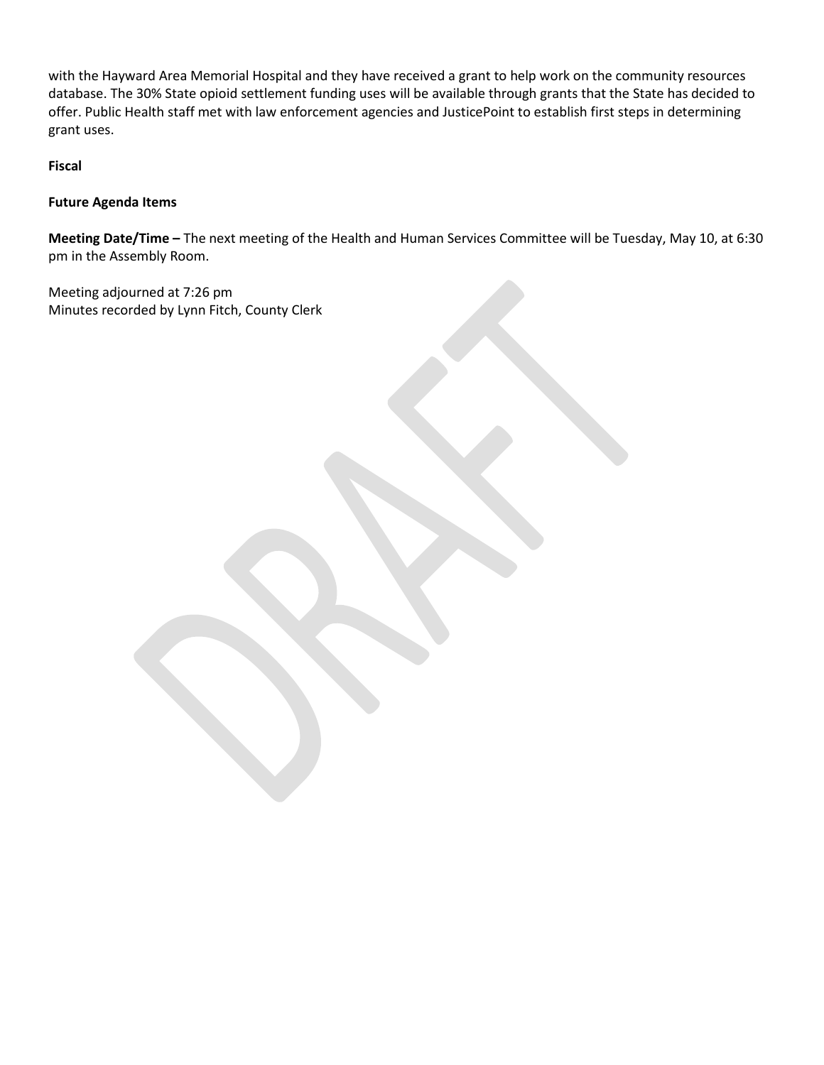with the Hayward Area Memorial Hospital and they have received a grant to help work on the community resources database. The 30% State opioid settlement funding uses will be available through grants that the State has decided to offer. Public Health staff met with law enforcement agencies and JusticePoint to establish first steps in determining grant uses.

**Fiscal**

**Future Agenda Items**

**Meeting Date/Time –** The next meeting of the Health and Human Services Committee will be Tuesday, May 10, at 6:30 pm in the Assembly Room.

Meeting adjourned at 7:26 pm
Minutes recorded by Lynn Fitch, County Clerk